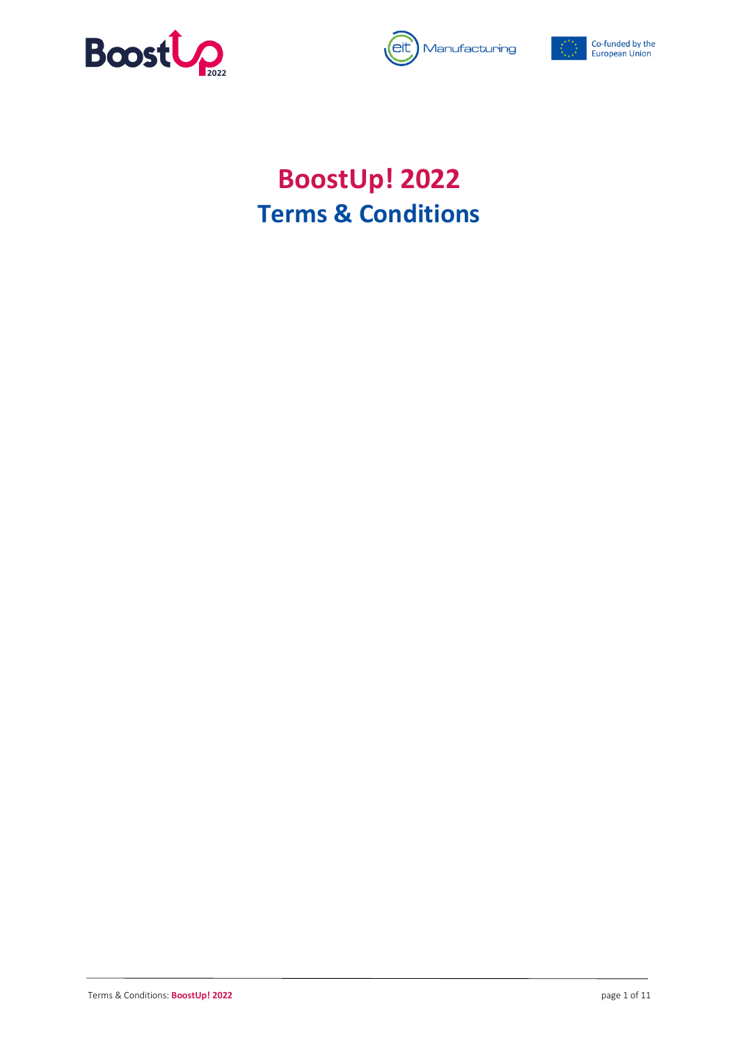# BoostUp! 2022
## Terms & Conditions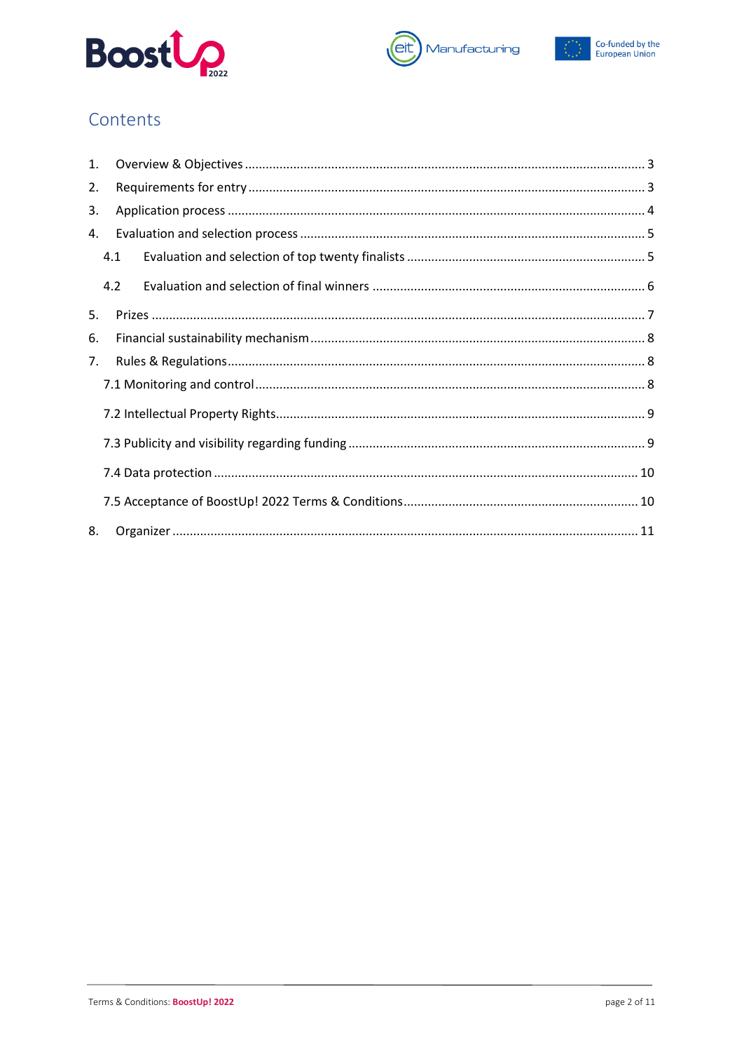# Contents

1. Overview & Objectives ..... 3
2. Requirements for entry ..... 3
3. Application process ..... 4
4. Evaluation and selection process ..... 5
   - 4.1 Evaluation and selection of top twenty finalists ..... 5
   - 4.2 Evaluation and selection of final winners ..... 6
5. Prizes ..... 7
6. Financial sustainability mechanism ..... 8
7. Rules & Regulations ..... 8
   - 7.1 Monitoring and control ..... 8
   - 7.2 Intellectual Property Rights ..... 9
   - 7.3 Publicity and visibility regarding funding ..... 9
   - 7.4 Data protection ..... 10
   - 7.5 Acceptance of BoostUp! 2022 Terms & Conditions ..... 10
8. Organizer ..... 11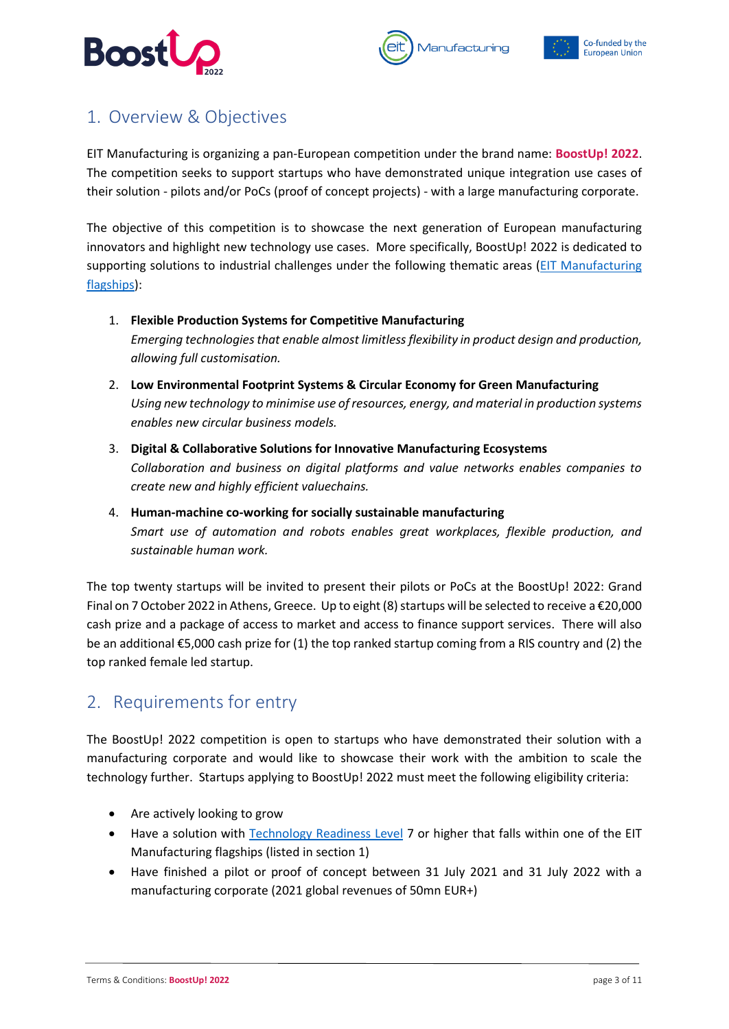## 1. Overview & Objectives

EIT Manufacturing is organizing a pan-European competition under the brand name: **BoostUp! 2022**. The competition seeks to support startups who have demonstrated unique integration use cases of their solution - pilots and/or PoCs (proof of concept projects) - with a large manufacturing corporate.

The objective of this competition is to showcase the next generation of European manufacturing innovators and highlight new technology use cases. More specifically, BoostUp! 2022 is dedicated to supporting solutions to industrial challenges under the following thematic areas ([EIT Manufacturing flagships](EIT Manufacturing flagships)):

1. **Flexible Production Systems for Competitive Manufacturing**
   *Emerging technologies that enable almost limitless flexibility in product design and production, allowing full customisation.*
2. **Low Environmental Footprint Systems & Circular Economy for Green Manufacturing**
   *Using new technology to minimise use of resources, energy, and material in production systems enables new circular business models.*
3. **Digital & Collaborative Solutions for Innovative Manufacturing Ecosystems**
   *Collaboration and business on digital platforms and value networks enables companies to create new and highly efficient valuechains.*
4. **Human-machine co-working for socially sustainable manufacturing**
   *Smart use of automation and robots enables great workplaces, flexible production, and sustainable human work.*

The top twenty startups will be invited to present their pilots or PoCs at the BoostUp! 2022: Grand Final on 7 October 2022 in Athens, Greece. Up to eight (8) startups will be selected to receive a €20,000 cash prize and a package of access to market and access to finance support services. There will also be an additional €5,000 cash prize for (1) the top ranked startup coming from a RIS country and (2) the top ranked female led startup.

## 2. Requirements for entry

The BoostUp! 2022 competition is open to startups who have demonstrated their solution with a manufacturing corporate and would like to showcase their work with the ambition to scale the technology further. Startups applying to BoostUp! 2022 must meet the following eligibility criteria:

- Are actively looking to grow
- Have a solution with Technology Readiness Level 7 or higher that falls within one of the EIT Manufacturing flagships (listed in section 1)
- Have finished a pilot or proof of concept between 31 July 2021 and 31 July 2022 with a manufacturing corporate (2021 global revenues of 50mn EUR+)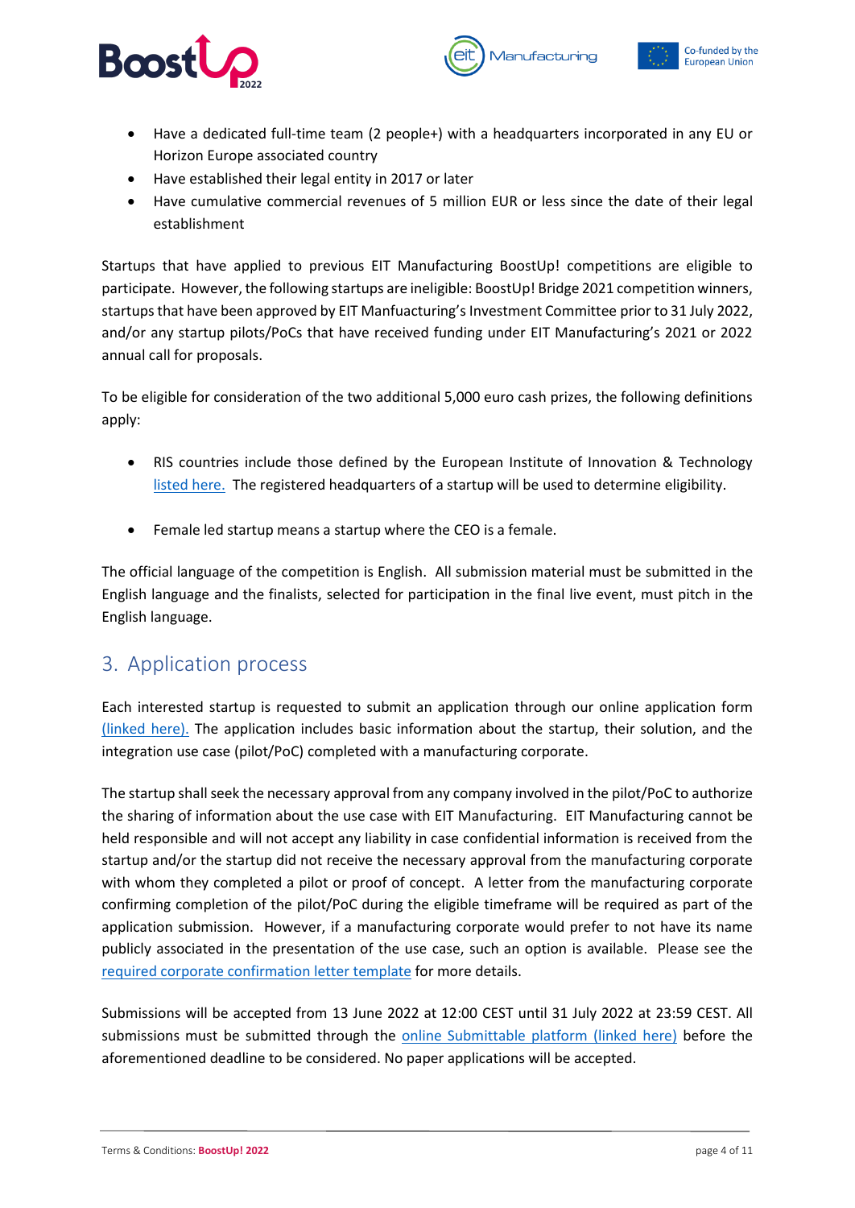- Have a dedicated full-time team (2 people+) with a headquarters incorporated in any EU or Horizon Europe associated country
- Have established their legal entity in 2017 or later
- Have cumulative commercial revenues of 5 million EUR or less since the date of their legal establishment

Startups that have applied to previous EIT Manufacturing BoostUp! competitions are eligible to participate. However, the following startups are ineligible: BoostUp! Bridge 2021 competition winners, startups that have been approved by EIT Manfuacturing's Investment Committee prior to 31 July 2022, and/or any startup pilots/PoCs that have received funding under EIT Manufacturing's 2021 or 2022 annual call for proposals.

To be eligible for consideration of the two additional 5,000 euro cash prizes, the following definitions apply:

- RIS countries include those defined by the European Institute of Innovation & Technology listed here. The registered headquarters of a startup will be used to determine eligibility.

- Female led startup means a startup where the CEO is a female.

The official language of the competition is English. All submission material must be submitted in the English language and the finalists, selected for participation in the final live event, must pitch in the English language.

## 3. Application process

Each interested startup is requested to submit an application through our online application form (linked here). The application includes basic information about the startup, their solution, and the integration use case (pilot/PoC) completed with a manufacturing corporate.

The startup shall seek the necessary approval from any company involved in the pilot/PoC to authorize the sharing of information about the use case with EIT Manufacturing. EIT Manufacturing cannot be held responsible and will not accept any liability in case confidential information is received from the startup and/or the startup did not receive the necessary approval from the manufacturing corporate with whom they completed a pilot or proof of concept. A letter from the manufacturing corporate confirming completion of the pilot/PoC during the eligible timeframe will be required as part of the application submission. However, if a manufacturing corporate would prefer to not have its name publicly associated in the presentation of the use case, such an option is available. Please see the required corporate confirmation letter template for more details.

Submissions will be accepted from 13 June 2022 at 12:00 CEST until 31 July 2022 at 23:59 CEST. All submissions must be submitted through the online Submittable platform (linked here) before the aforementioned deadline to be considered. No paper applications will be accepted.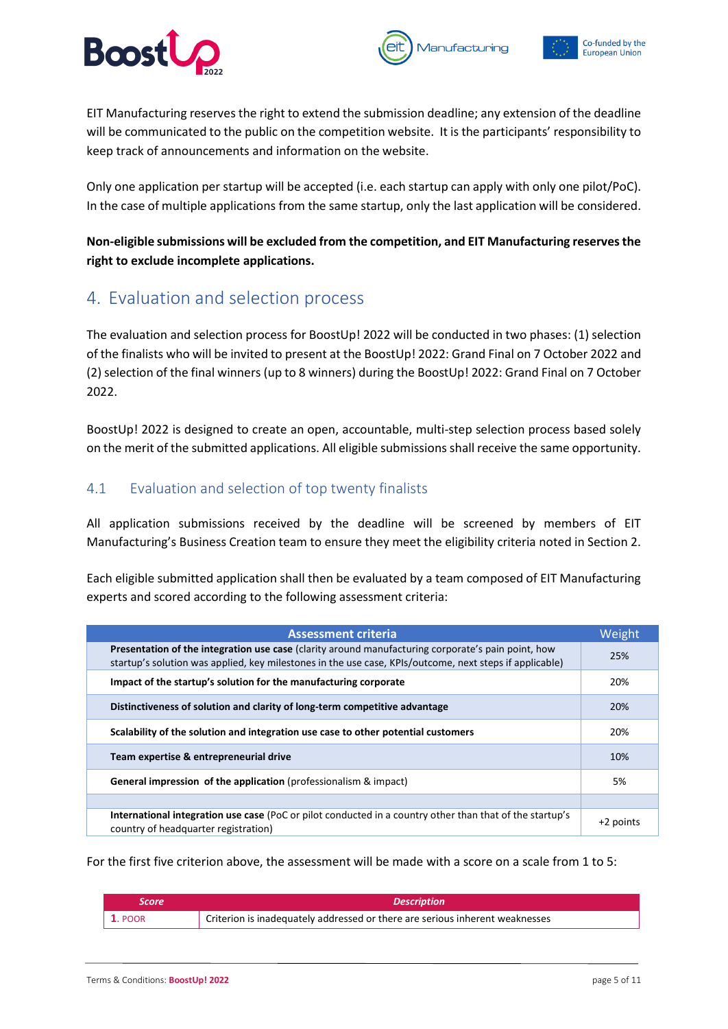EIT Manufacturing reserves the right to extend the submission deadline; any extension of the deadline will be communicated to the public on the competition website. It is the participants' responsibility to keep track of announcements and information on the website.

Only one application per startup will be accepted (i.e. each startup can apply with only one pilot/PoC). In the case of multiple applications from the same startup, only the last application will be considered.

**Non-eligible submissions will be excluded from the competition, and EIT Manufacturing reserves the right to exclude incomplete applications.**

# 4. Evaluation and selection process

The evaluation and selection process for BoostUp! 2022 will be conducted in two phases: (1) selection of the finalists who will be invited to present at the BoostUp! 2022: Grand Final on 7 October 2022 and (2) selection of the final winners (up to 8 winners) during the BoostUp! 2022: Grand Final on 7 October 2022.

BoostUp! 2022 is designed to create an open, accountable, multi-step selection process based solely on the merit of the submitted applications. All eligible submissions shall receive the same opportunity.

## 4.1 Evaluation and selection of top twenty finalists

All application submissions received by the deadline will be screened by members of EIT Manufacturing's Business Creation team to ensure they meet the eligibility criteria noted in Section 2.

Each eligible submitted application shall then be evaluated by a team composed of EIT Manufacturing experts and scored according to the following assessment criteria:

| Assessment criteria | Weight |
|---|---|
| **Presentation of the integration use case** (clarity around manufacturing corporate's pain point, how startup's solution was applied, key milestones in the use case, KPIs/outcome, next steps if applicable) | 25% |
| **Impact of the startup's solution for the manufacturing corporate** | 20% |
| **Distinctiveness of solution and clarity of long-term competitive advantage** | 20% |
| **Scalability of the solution and integration use case to other potential customers** | 20% |
| **Team expertise & entrepreneurial drive** | 10% |
| **General impression of the application** (professionalism & impact) | 5% |
| | |
| **International integration use case** (PoC or pilot conducted in a country other than that of the startup's country of headquarter registration) | +2 points |

For the first five criterion above, the assessment will be made with a score on a scale from 1 to 5:

| Score | Description |
|---|---|
| 1. POOR | Criterion is inadequately addressed or there are serious inherent weaknesses |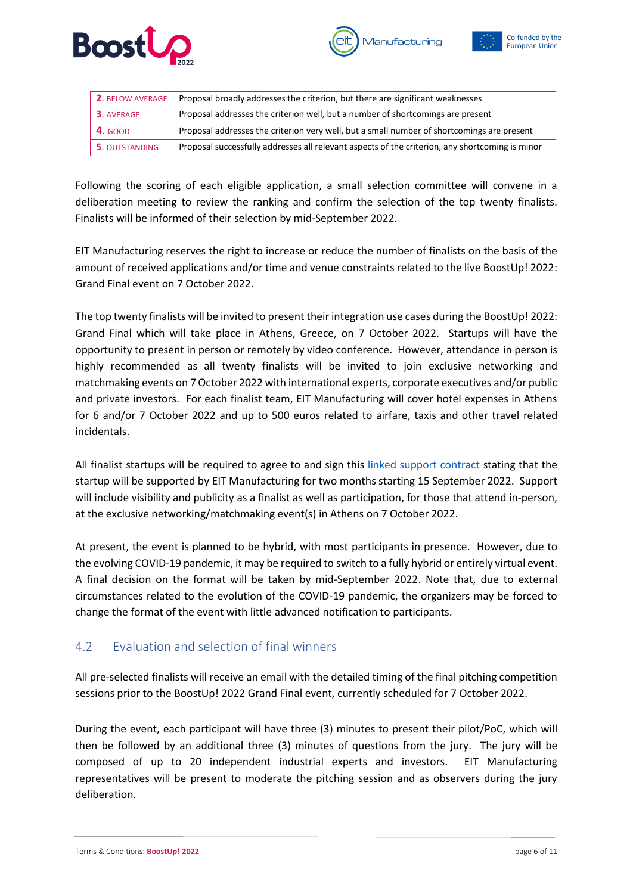| | |
|---|---|
| **2.** BELOW AVERAGE | Proposal broadly addresses the criterion, but there are significant weaknesses |
| **3.** AVERAGE | Proposal addresses the criterion well, but a number of shortcomings are present |
| **4.** GOOD | Proposal addresses the criterion very well, but a small number of shortcomings are present |
| **5.** OUTSTANDING | Proposal successfully addresses all relevant aspects of the criterion, any shortcoming is minor |

Following the scoring of each eligible application, a small selection committee will convene in a deliberation meeting to review the ranking and confirm the selection of the top twenty finalists. Finalists will be informed of their selection by mid-September 2022.

EIT Manufacturing reserves the right to increase or reduce the number of finalists on the basis of the amount of received applications and/or time and venue constraints related to the live BoostUp! 2022: Grand Final event on 7 October 2022.

The top twenty finalists will be invited to present their integration use cases during the BoostUp! 2022: Grand Final which will take place in Athens, Greece, on 7 October 2022. Startups will have the opportunity to present in person or remotely by video conference. However, attendance in person is highly recommended as all twenty finalists will be invited to join exclusive networking and matchmaking events on 7 October 2022 with international experts, corporate executives and/or public and private investors. For each finalist team, EIT Manufacturing will cover hotel expenses in Athens for 6 and/or 7 October 2022 and up to 500 euros related to airfare, taxis and other travel related incidentals.

All finalist startups will be required to agree to and sign this linked support contract stating that the startup will be supported by EIT Manufacturing for two months starting 15 September 2022. Support will include visibility and publicity as a finalist as well as participation, for those that attend in-person, at the exclusive networking/matchmaking event(s) in Athens on 7 October 2022.

At present, the event is planned to be hybrid, with most participants in presence. However, due to the evolving COVID-19 pandemic, it may be required to switch to a fully hybrid or entirely virtual event. A final decision on the format will be taken by mid-September 2022. Note that, due to external circumstances related to the evolution of the COVID-19 pandemic, the organizers may be forced to change the format of the event with little advanced notification to participants.

## 4.2 Evaluation and selection of final winners

All pre-selected finalists will receive an email with the detailed timing of the final pitching competition sessions prior to the BoostUp! 2022 Grand Final event, currently scheduled for 7 October 2022.

During the event, each participant will have three (3) minutes to present their pilot/PoC, which will then be followed by an additional three (3) minutes of questions from the jury. The jury will be composed of up to 20 independent industrial experts and investors. EIT Manufacturing representatives will be present to moderate the pitching session and as observers during the jury deliberation.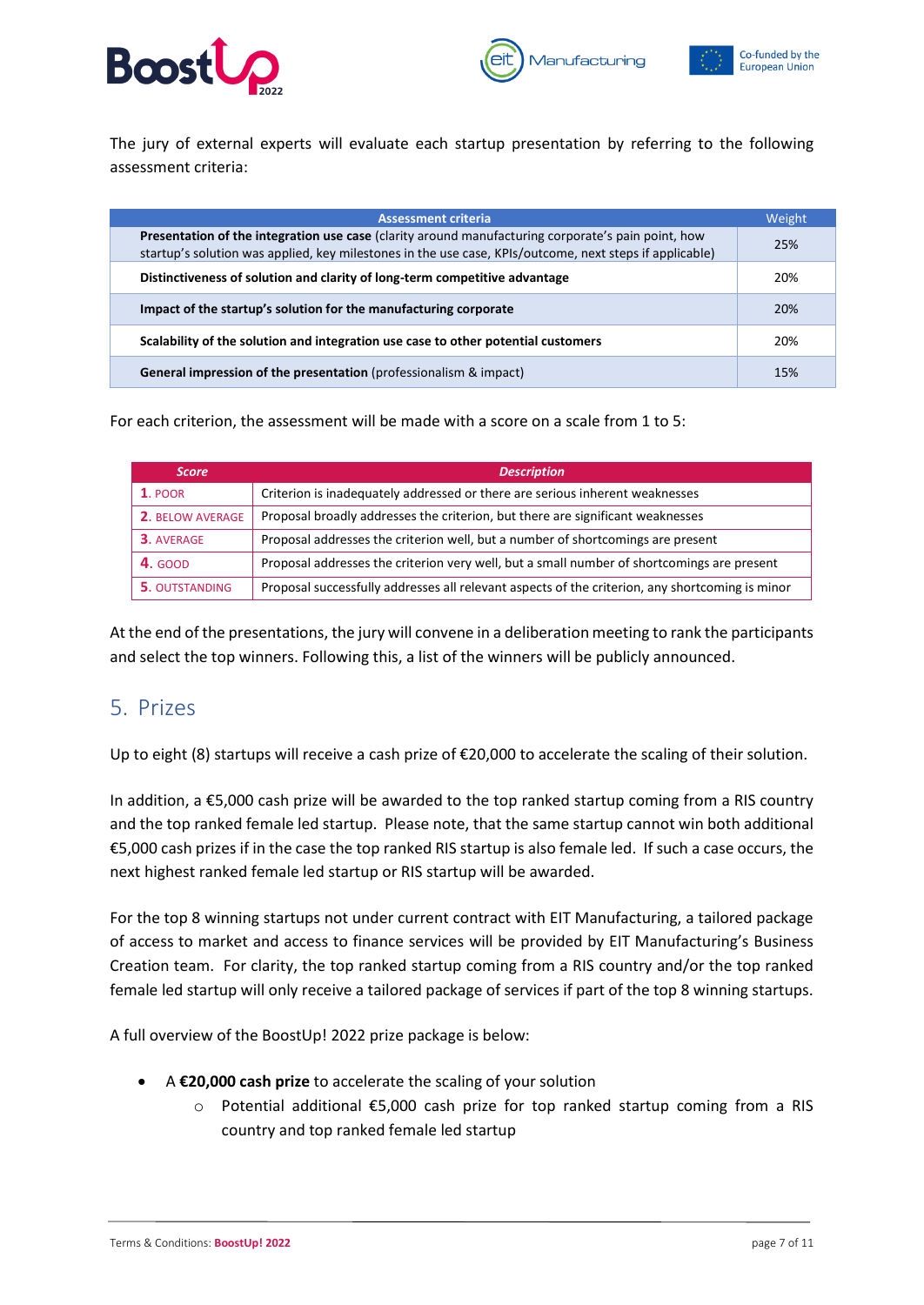The jury of external experts will evaluate each startup presentation by referring to the following assessment criteria:

| Assessment criteria | Weight |
|---|---|
| **Presentation of the integration use case** (clarity around manufacturing corporate's pain point, how startup's solution was applied, key milestones in the use case, KPIs/outcome, next steps if applicable) | 25% |
| **Distinctiveness of solution and clarity of long-term competitive advantage** | 20% |
| **Impact of the startup's solution for the manufacturing corporate** | 20% |
| **Scalability of the solution and integration use case to other potential customers** | 20% |
| **General impression of the presentation** (professionalism & impact) | 15% |

For each criterion, the assessment will be made with a score on a scale from 1 to 5:

| *Score* | *Description* |
|---|---|
| **1.** POOR | Criterion is inadequately addressed or there are serious inherent weaknesses |
| **2.** BELOW AVERAGE | Proposal broadly addresses the criterion, but there are significant weaknesses |
| **3.** AVERAGE | Proposal addresses the criterion well, but a number of shortcomings are present |
| **4.** GOOD | Proposal addresses the criterion very well, but a small number of shortcomings are present |
| **5.** OUTSTANDING | Proposal successfully addresses all relevant aspects of the criterion, any shortcoming is minor |

At the end of the presentations, the jury will convene in a deliberation meeting to rank the participants and select the top winners. Following this, a list of the winners will be publicly announced.

## 5. Prizes

Up to eight (8) startups will receive a cash prize of €20,000 to accelerate the scaling of their solution.

In addition, a €5,000 cash prize will be awarded to the top ranked startup coming from a RIS country and the top ranked female led startup. Please note, that the same startup cannot win both additional €5,000 cash prizes if in the case the top ranked RIS startup is also female led. If such a case occurs, the next highest ranked female led startup or RIS startup will be awarded.

For the top 8 winning startups not under current contract with EIT Manufacturing, a tailored package of access to market and access to finance services will be provided by EIT Manufacturing's Business Creation team. For clarity, the top ranked startup coming from a RIS country and/or the top ranked female led startup will only receive a tailored package of services if part of the top 8 winning startups.

A full overview of the BoostUp! 2022 prize package is below:

- A **€20,000 cash prize** to accelerate the scaling of your solution
    - Potential additional €5,000 cash prize for top ranked startup coming from a RIS country and top ranked female led startup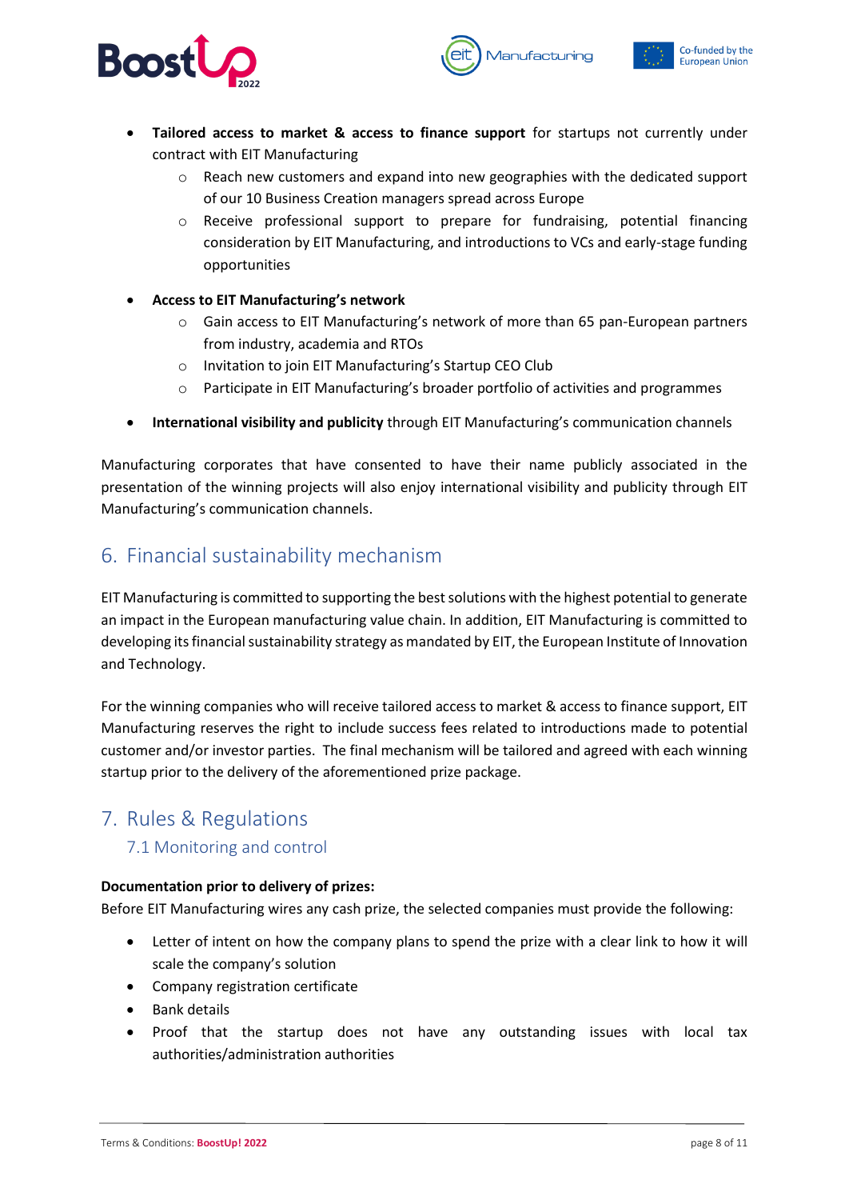- **Tailored access to market & access to finance support** for startups not currently under contract with EIT Manufacturing
    - Reach new customers and expand into new geographies with the dedicated support of our 10 Business Creation managers spread across Europe
    - Receive professional support to prepare for fundraising, potential financing consideration by EIT Manufacturing, and introductions to VCs and early-stage funding opportunities
- **Access to EIT Manufacturing's network**
    - Gain access to EIT Manufacturing's network of more than 65 pan-European partners from industry, academia and RTOs
    - Invitation to join EIT Manufacturing's Startup CEO Club
    - Participate in EIT Manufacturing's broader portfolio of activities and programmes
- **International visibility and publicity** through EIT Manufacturing's communication channels

Manufacturing corporates that have consented to have their name publicly associated in the presentation of the winning projects will also enjoy international visibility and publicity through EIT Manufacturing's communication channels.

# 6. Financial sustainability mechanism

EIT Manufacturing is committed to supporting the best solutions with the highest potential to generate an impact in the European manufacturing value chain. In addition, EIT Manufacturing is committed to developing its financial sustainability strategy as mandated by EIT, the European Institute of Innovation and Technology.

For the winning companies who will receive tailored access to market & access to finance support, EIT Manufacturing reserves the right to include success fees related to introductions made to potential customer and/or investor parties. The final mechanism will be tailored and agreed with each winning startup prior to the delivery of the aforementioned prize package.

# 7. Rules & Regulations

## 7.1 Monitoring and control

**Documentation prior to delivery of prizes:**

Before EIT Manufacturing wires any cash prize, the selected companies must provide the following:

- Letter of intent on how the company plans to spend the prize with a clear link to how it will scale the company's solution
- Company registration certificate
- Bank details
- Proof that the startup does not have any outstanding issues with local tax authorities/administration authorities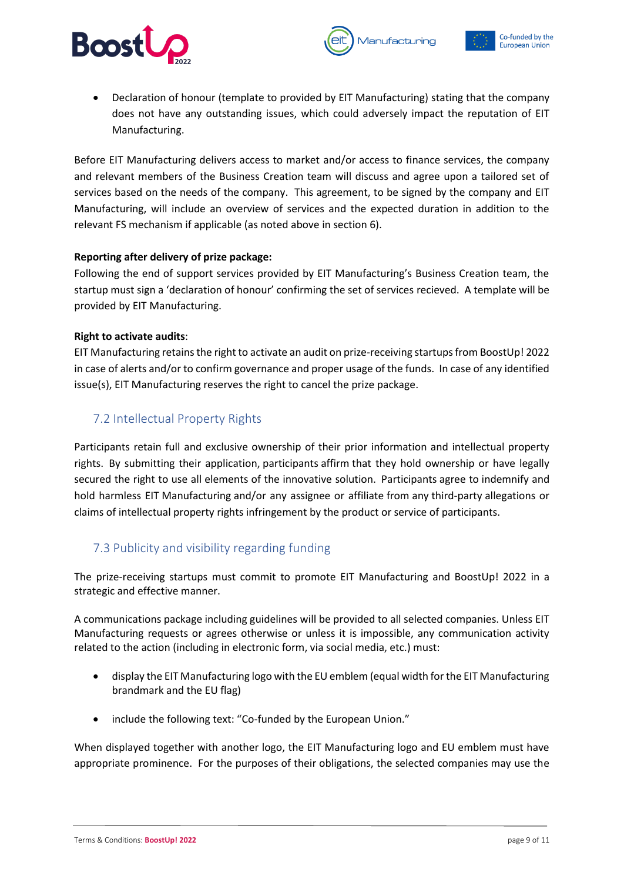- Declaration of honour (template to provided by EIT Manufacturing) stating that the company does not have any outstanding issues, which could adversely impact the reputation of EIT Manufacturing.

Before EIT Manufacturing delivers access to market and/or access to finance services, the company and relevant members of the Business Creation team will discuss and agree upon a tailored set of services based on the needs of the company. This agreement, to be signed by the company and EIT Manufacturing, will include an overview of services and the expected duration in addition to the relevant FS mechanism if applicable (as noted above in section 6).

**Reporting after delivery of prize package:**
Following the end of support services provided by EIT Manufacturing's Business Creation team, the startup must sign a 'declaration of honour' confirming the set of services recieved. A template will be provided by EIT Manufacturing.

**Right to activate audits**:
EIT Manufacturing retains the right to activate an audit on prize-receiving startups from BoostUp! 2022 in case of alerts and/or to confirm governance and proper usage of the funds. In case of any identified issue(s), EIT Manufacturing reserves the right to cancel the prize package.

## 7.2 Intellectual Property Rights

Participants retain full and exclusive ownership of their prior information and intellectual property rights. By submitting their application, participants affirm that they hold ownership or have legally secured the right to use all elements of the innovative solution. Participants agree to indemnify and hold harmless EIT Manufacturing and/or any assignee or affiliate from any third-party allegations or claims of intellectual property rights infringement by the product or service of participants.

## 7.3 Publicity and visibility regarding funding

The prize-receiving startups must commit to promote EIT Manufacturing and BoostUp! 2022 in a strategic and effective manner.

A communications package including guidelines will be provided to all selected companies. Unless EIT Manufacturing requests or agrees otherwise or unless it is impossible, any communication activity related to the action (including in electronic form, via social media, etc.) must:

- display the EIT Manufacturing logo with the EU emblem (equal width for the EIT Manufacturing brandmark and the EU flag)
- include the following text: "Co-funded by the European Union."

When displayed together with another logo, the EIT Manufacturing logo and EU emblem must have appropriate prominence. For the purposes of their obligations, the selected companies may use the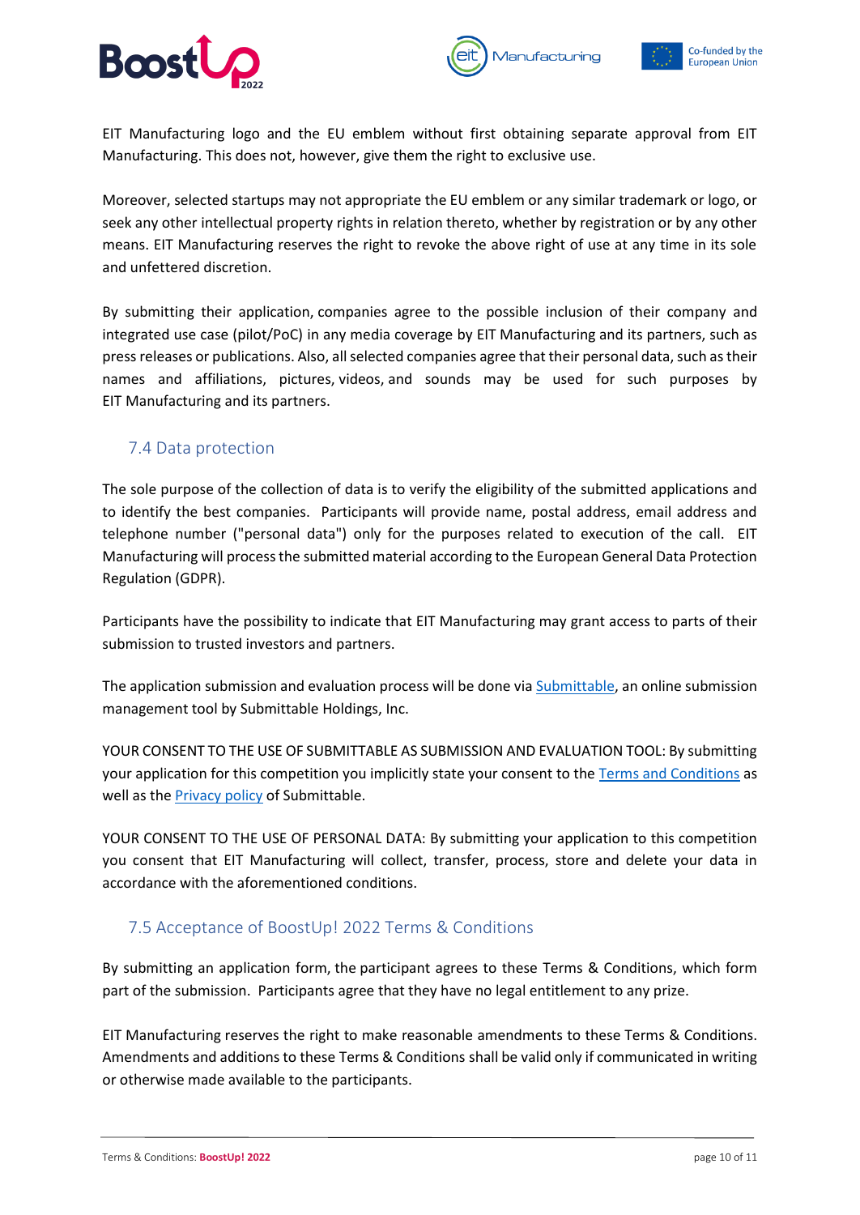EIT Manufacturing logo and the EU emblem without first obtaining separate approval from EIT Manufacturing. This does not, however, give them the right to exclusive use.

Moreover, selected startups may not appropriate the EU emblem or any similar trademark or logo, or seek any other intellectual property rights in relation thereto, whether by registration or by any other means. EIT Manufacturing reserves the right to revoke the above right of use at any time in its sole and unfettered discretion.

By submitting their application, companies agree to the possible inclusion of their company and integrated use case (pilot/PoC) in any media coverage by EIT Manufacturing and its partners, such as press releases or publications. Also, all selected companies agree that their personal data, such as their names and affiliations, pictures, videos, and sounds may be used for such purposes by EIT Manufacturing and its partners.

### 7.4 Data protection

The sole purpose of the collection of data is to verify the eligibility of the submitted applications and to identify the best companies. Participants will provide name, postal address, email address and telephone number ("personal data") only for the purposes related to execution of the call. EIT Manufacturing will process the submitted material according to the European General Data Protection Regulation (GDPR).

Participants have the possibility to indicate that EIT Manufacturing may grant access to parts of their submission to trusted investors and partners.

The application submission and evaluation process will be done via [Submittable](), an online submission management tool by Submittable Holdings, Inc.

YOUR CONSENT TO THE USE OF SUBMITTABLE AS SUBMISSION AND EVALUATION TOOL: By submitting your application for this competition you implicitly state your consent to the [Terms and Conditions]() as well as the [Privacy policy]() of Submittable.

YOUR CONSENT TO THE USE OF PERSONAL DATA: By submitting your application to this competition you consent that EIT Manufacturing will collect, transfer, process, store and delete your data in accordance with the aforementioned conditions.

### 7.5 Acceptance of BoostUp! 2022 Terms & Conditions

By submitting an application form, the participant agrees to these Terms & Conditions, which form part of the submission. Participants agree that they have no legal entitlement to any prize.

EIT Manufacturing reserves the right to make reasonable amendments to these Terms & Conditions. Amendments and additions to these Terms & Conditions shall be valid only if communicated in writing or otherwise made available to the participants.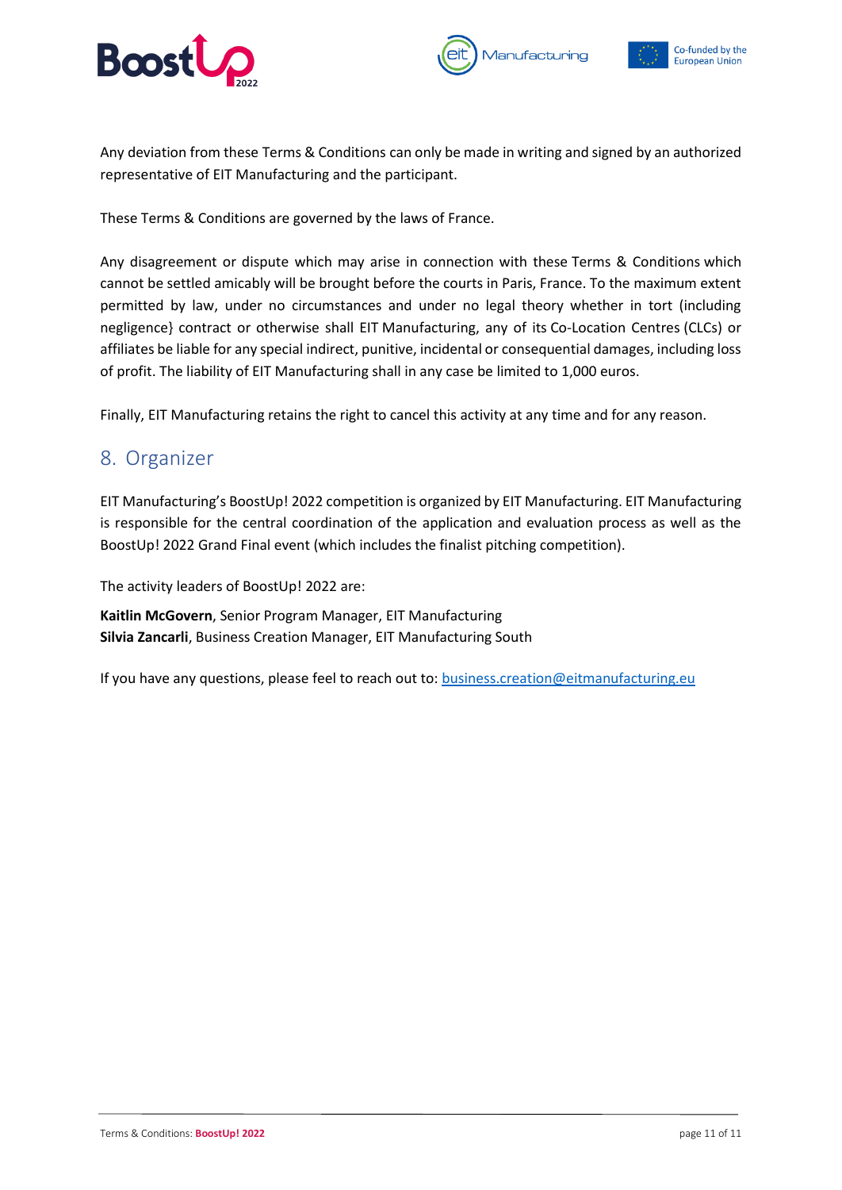Any deviation from these Terms & Conditions can only be made in writing and signed by an authorized representative of EIT Manufacturing and the participant.

These Terms & Conditions are governed by the laws of France.

Any disagreement or dispute which may arise in connection with these Terms & Conditions which cannot be settled amicably will be brought before the courts in Paris, France. To the maximum extent permitted by law, under no circumstances and under no legal theory whether in tort (including negligence} contract or otherwise shall EIT Manufacturing, any of its Co-Location Centres (CLCs) or affiliates be liable for any special indirect, punitive, incidental or consequential damages, including loss of profit. The liability of EIT Manufacturing shall in any case be limited to 1,000 euros.

Finally, EIT Manufacturing retains the right to cancel this activity at any time and for any reason.

## 8. Organizer

EIT Manufacturing's BoostUp! 2022 competition is organized by EIT Manufacturing. EIT Manufacturing is responsible for the central coordination of the application and evaluation process as well as the BoostUp! 2022 Grand Final event (which includes the finalist pitching competition).

The activity leaders of BoostUp! 2022 are:

**Kaitlin McGovern**, Senior Program Manager, EIT Manufacturing
**Silvia Zancarli**, Business Creation Manager, EIT Manufacturing South

If you have any questions, please feel to reach out to: business.creation@eitmanufacturing.eu